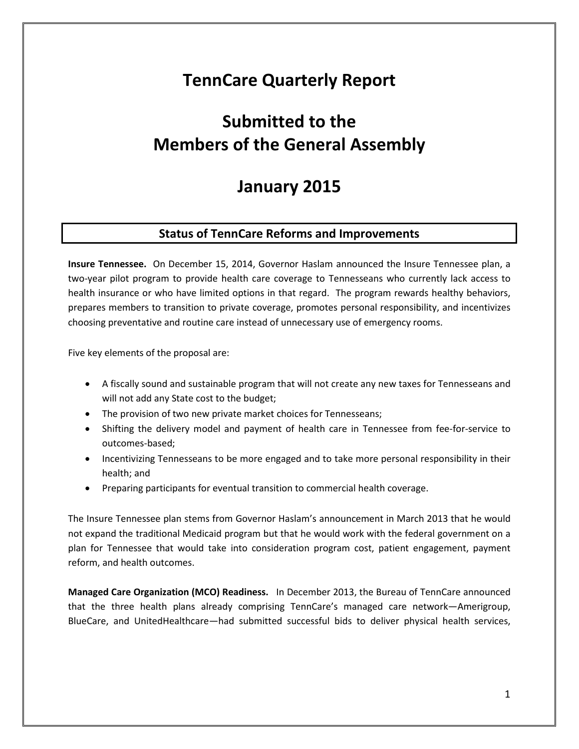# TennCare Quarterly Report

# Submitted to the Members of the General Assembly

# January 2015

## Status of TennCare Reforms and Improvements

**Insure Tennessee.** On December 15, 2014, Governor Haslam announced the Insure Tennessee plan, a two-year pilot program to provide health care coverage to Tennesseans who currently lack access to health insurance or who have limited options in that regard. The program rewards healthy behaviors, prepares members to transition to private coverage, promotes personal responsibility, and incentivizes choosing preventative and routine care instead of unnecessary use of emergency rooms.

Five key elements of the proposal are:

- A fiscally sound and sustainable program that will not create any new taxes for Tennesseans and will not add any State cost to the budget;
- The provision of two new private market choices for Tennesseans;
- Shifting the delivery model and payment of health care in Tennessee from fee-for-service to outcomes-based;
- Incentivizing Tennesseans to be more engaged and to take more personal responsibility in their health; and
- Preparing participants for eventual transition to commercial health coverage.

The Insure Tennessee plan stems from Governor Haslam's announcement in March 2013 that he would not expand the traditional Medicaid program but that he would work with the federal government on a plan for Tennessee that would take into consideration program cost, patient engagement, payment reform, and health outcomes.

**Managed Care Organization (MCO) Readiness.** In December 2013, the Bureau of TennCare announced that the three health plans already comprising TennCare's managed care network—Amerigroup, BlueCare, and UnitedHealthcare—had submitted successful bids to deliver physical health services,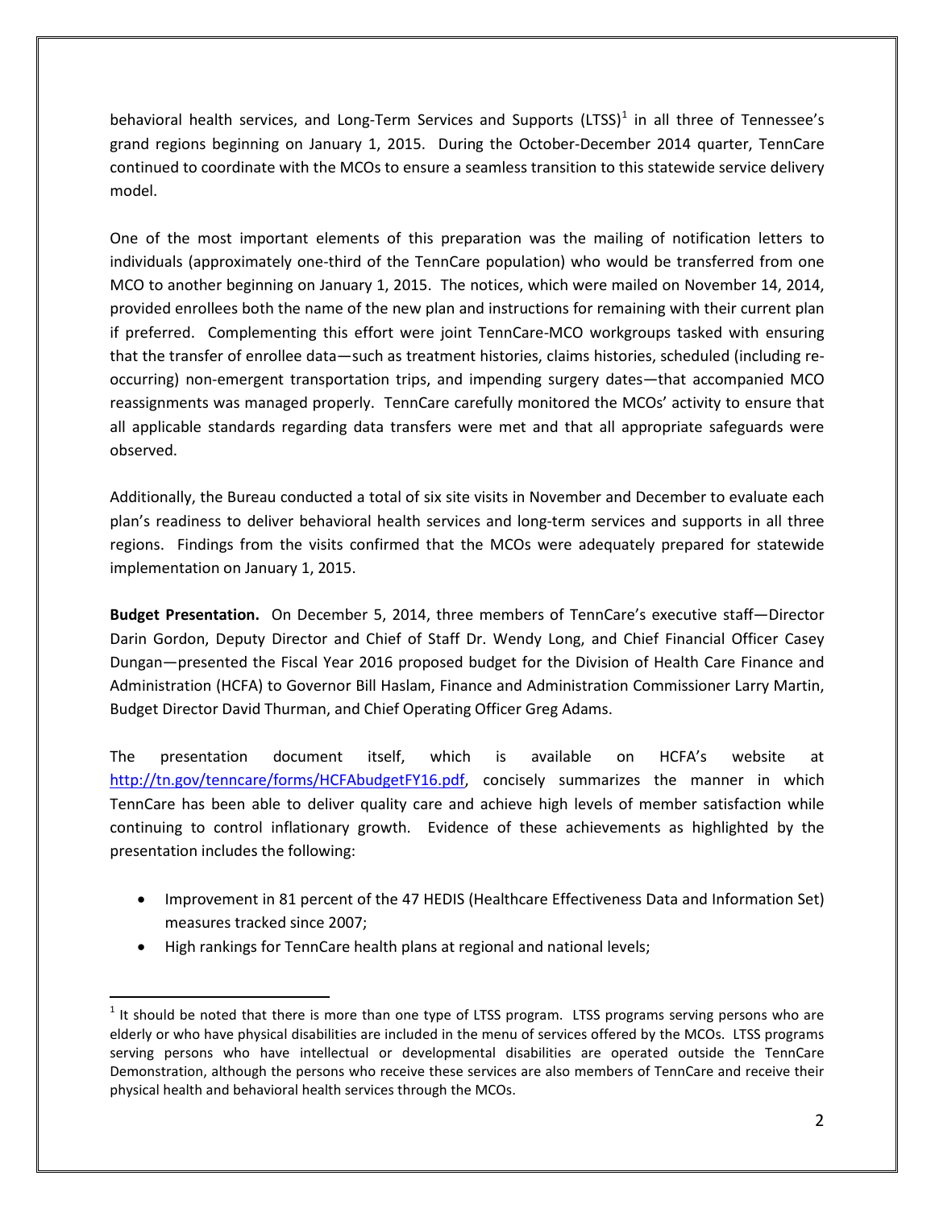behavioral health services, and Long-Term Services and Supports (LTSS)[1] in all three of Tennessee's grand regions beginning on January 1, 2015. During the October-December 2014 quarter, TennCare continued to coordinate with the MCOs to ensure a seamless transition to this statewide service delivery model.

One of the most important elements of this preparation was the mailing of notification letters to individuals (approximately one-third of the TennCare population) who would be transferred from one MCO to another beginning on January 1, 2015. The notices, which were mailed on November 14, 2014, provided enrollees both the name of the new plan and instructions for remaining with their current plan if preferred. Complementing this effort were joint TennCare-MCO workgroups tasked with ensuring that the transfer of enrollee data—such as treatment histories, claims histories, scheduled (including re-occurring) non-emergent transportation trips, and impending surgery dates—that accompanied MCO reassignments was managed properly. TennCare carefully monitored the MCOs' activity to ensure that all applicable standards regarding data transfers were met and that all appropriate safeguards were observed.

Additionally, the Bureau conducted a total of six site visits in November and December to evaluate each plan's readiness to deliver behavioral health services and long-term services and supports in all three regions. Findings from the visits confirmed that the MCOs were adequately prepared for statewide implementation on January 1, 2015.

**Budget Presentation.** On December 5, 2014, three members of TennCare's executive staff—Director Darin Gordon, Deputy Director and Chief of Staff Dr. Wendy Long, and Chief Financial Officer Casey Dungan—presented the Fiscal Year 2016 proposed budget for the Division of Health Care Finance and Administration (HCFA) to Governor Bill Haslam, Finance and Administration Commissioner Larry Martin, Budget Director David Thurman, and Chief Operating Officer Greg Adams.

The presentation document itself, which is available on HCFA's website at http://tn.gov/tenncare/forms/HCFAbudgetFY16.pdf, concisely summarizes the manner in which TennCare has been able to deliver quality care and achieve high levels of member satisfaction while continuing to control inflationary growth. Evidence of these achievements as highlighted by the presentation includes the following:

- Improvement in 81 percent of the 47 HEDIS (Healthcare Effectiveness Data and Information Set) measures tracked since 2007;
- High rankings for TennCare health plans at regional and national levels;

[1] It should be noted that there is more than one type of LTSS program. LTSS programs serving persons who are elderly or who have physical disabilities are included in the menu of services offered by the MCOs. LTSS programs serving persons who have intellectual or developmental disabilities are operated outside the TennCare Demonstration, although the persons who receive these services are also members of TennCare and receive their physical health and behavioral health services through the MCOs.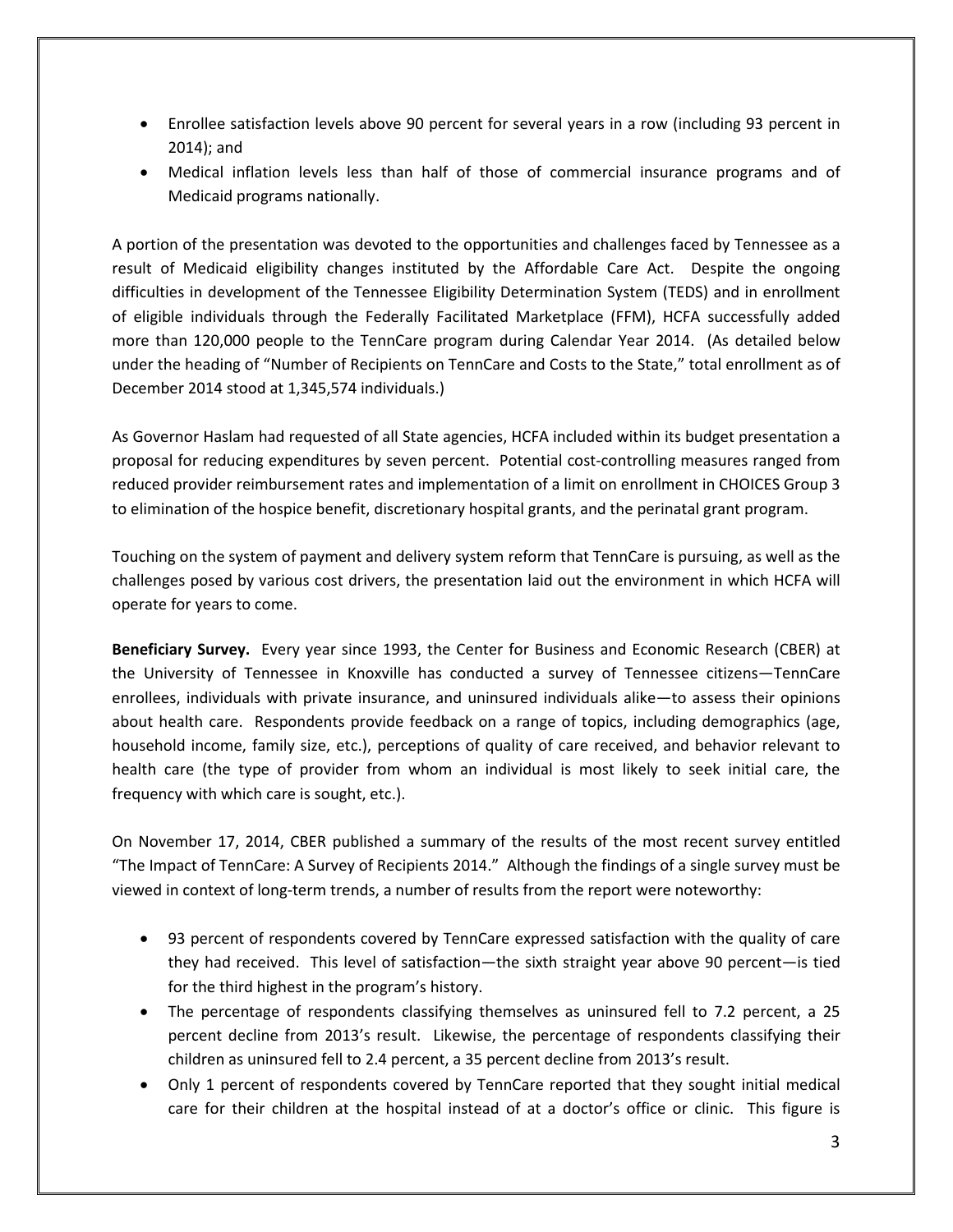- Enrollee satisfaction levels above 90 percent for several years in a row (including 93 percent in 2014); and
- Medical inflation levels less than half of those of commercial insurance programs and of Medicaid programs nationally.

A portion of the presentation was devoted to the opportunities and challenges faced by Tennessee as a result of Medicaid eligibility changes instituted by the Affordable Care Act. Despite the ongoing difficulties in development of the Tennessee Eligibility Determination System (TEDS) and in enrollment of eligible individuals through the Federally Facilitated Marketplace (FFM), HCFA successfully added more than 120,000 people to the TennCare program during Calendar Year 2014. (As detailed below under the heading of "Number of Recipients on TennCare and Costs to the State," total enrollment as of December 2014 stood at 1,345,574 individuals.)

As Governor Haslam had requested of all State agencies, HCFA included within its budget presentation a proposal for reducing expenditures by seven percent. Potential cost-controlling measures ranged from reduced provider reimbursement rates and implementation of a limit on enrollment in CHOICES Group 3 to elimination of the hospice benefit, discretionary hospital grants, and the perinatal grant program.

Touching on the system of payment and delivery system reform that TennCare is pursuing, as well as the challenges posed by various cost drivers, the presentation laid out the environment in which HCFA will operate for years to come.

**Beneficiary Survey.** Every year since 1993, the Center for Business and Economic Research (CBER) at the University of Tennessee in Knoxville has conducted a survey of Tennessee citizens—TennCare enrollees, individuals with private insurance, and uninsured individuals alike—to assess their opinions about health care. Respondents provide feedback on a range of topics, including demographics (age, household income, family size, etc.), perceptions of quality of care received, and behavior relevant to health care (the type of provider from whom an individual is most likely to seek initial care, the frequency with which care is sought, etc.).

On November 17, 2014, CBER published a summary of the results of the most recent survey entitled "The Impact of TennCare: A Survey of Recipients 2014." Although the findings of a single survey must be viewed in context of long-term trends, a number of results from the report were noteworthy:

- 93 percent of respondents covered by TennCare expressed satisfaction with the quality of care they had received. This level of satisfaction—the sixth straight year above 90 percent—is tied for the third highest in the program's history.
- The percentage of respondents classifying themselves as uninsured fell to 7.2 percent, a 25 percent decline from 2013's result. Likewise, the percentage of respondents classifying their children as uninsured fell to 2.4 percent, a 35 percent decline from 2013's result.
- Only 1 percent of respondents covered by TennCare reported that they sought initial medical care for their children at the hospital instead of at a doctor's office or clinic. This figure is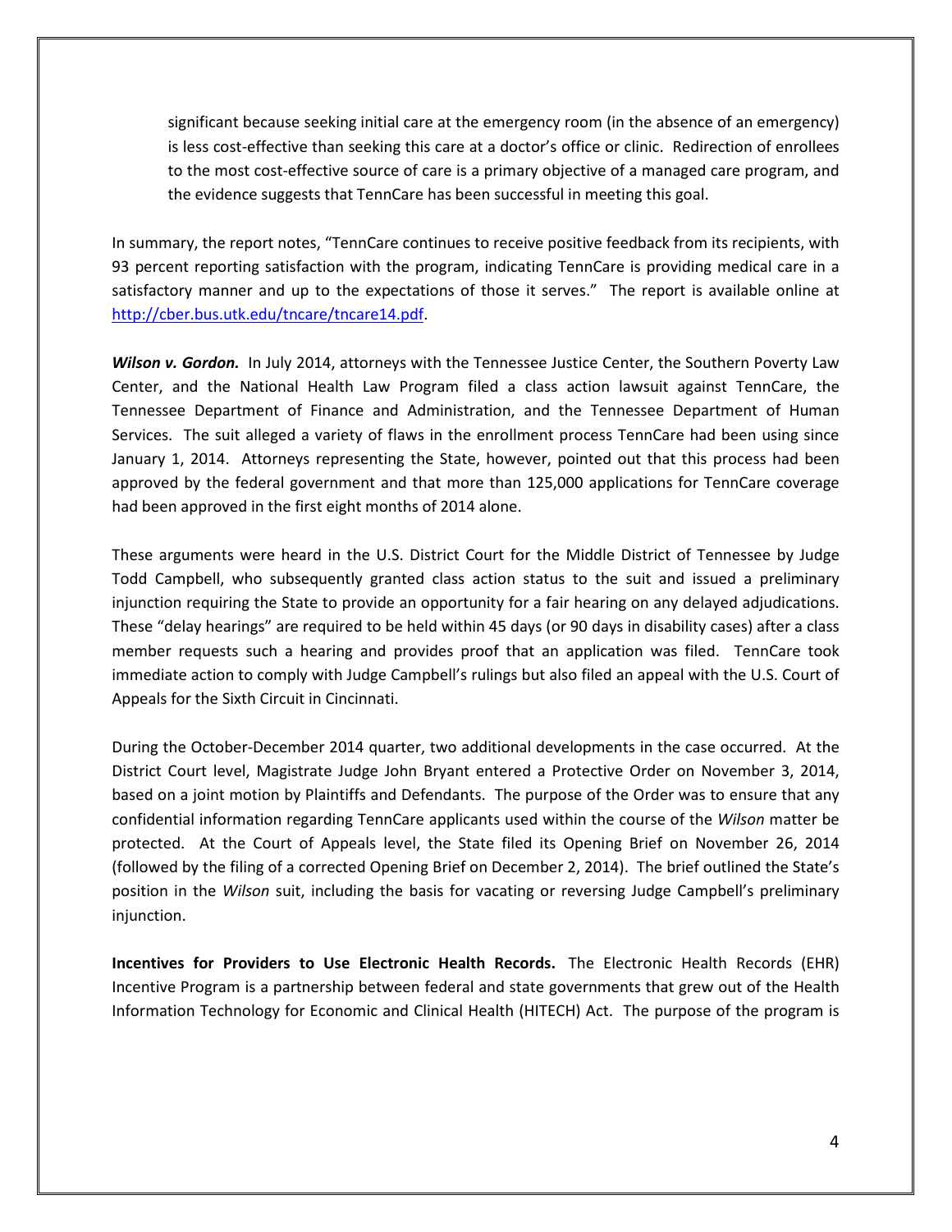significant because seeking initial care at the emergency room (in the absence of an emergency) is less cost-effective than seeking this care at a doctor's office or clinic. Redirection of enrollees to the most cost-effective source of care is a primary objective of a managed care program, and the evidence suggests that TennCare has been successful in meeting this goal.

In summary, the report notes, "TennCare continues to receive positive feedback from its recipients, with 93 percent reporting satisfaction with the program, indicating TennCare is providing medical care in a satisfactory manner and up to the expectations of those it serves." The report is available online at [http://cber.bus.utk.edu/tncare/tncare14.pdf](http://cber.bus.utk.edu/tncare/tncare14.pdf).

***Wilson v. Gordon.*** In July 2014, attorneys with the Tennessee Justice Center, the Southern Poverty Law Center, and the National Health Law Program filed a class action lawsuit against TennCare, the Tennessee Department of Finance and Administration, and the Tennessee Department of Human Services. The suit alleged a variety of flaws in the enrollment process TennCare had been using since January 1, 2014. Attorneys representing the State, however, pointed out that this process had been approved by the federal government and that more than 125,000 applications for TennCare coverage had been approved in the first eight months of 2014 alone.

These arguments were heard in the U.S. District Court for the Middle District of Tennessee by Judge Todd Campbell, who subsequently granted class action status to the suit and issued a preliminary injunction requiring the State to provide an opportunity for a fair hearing on any delayed adjudications. These "delay hearings" are required to be held within 45 days (or 90 days in disability cases) after a class member requests such a hearing and provides proof that an application was filed. TennCare took immediate action to comply with Judge Campbell's rulings but also filed an appeal with the U.S. Court of Appeals for the Sixth Circuit in Cincinnati.

During the October-December 2014 quarter, two additional developments in the case occurred. At the District Court level, Magistrate Judge John Bryant entered a Protective Order on November 3, 2014, based on a joint motion by Plaintiffs and Defendants. The purpose of the Order was to ensure that any confidential information regarding TennCare applicants used within the course of the *Wilson* matter be protected. At the Court of Appeals level, the State filed its Opening Brief on November 26, 2014 (followed by the filing of a corrected Opening Brief on December 2, 2014). The brief outlined the State's position in the *Wilson* suit, including the basis for vacating or reversing Judge Campbell's preliminary injunction.

**Incentives for Providers to Use Electronic Health Records.** The Electronic Health Records (EHR) Incentive Program is a partnership between federal and state governments that grew out of the Health Information Technology for Economic and Clinical Health (HITECH) Act. The purpose of the program is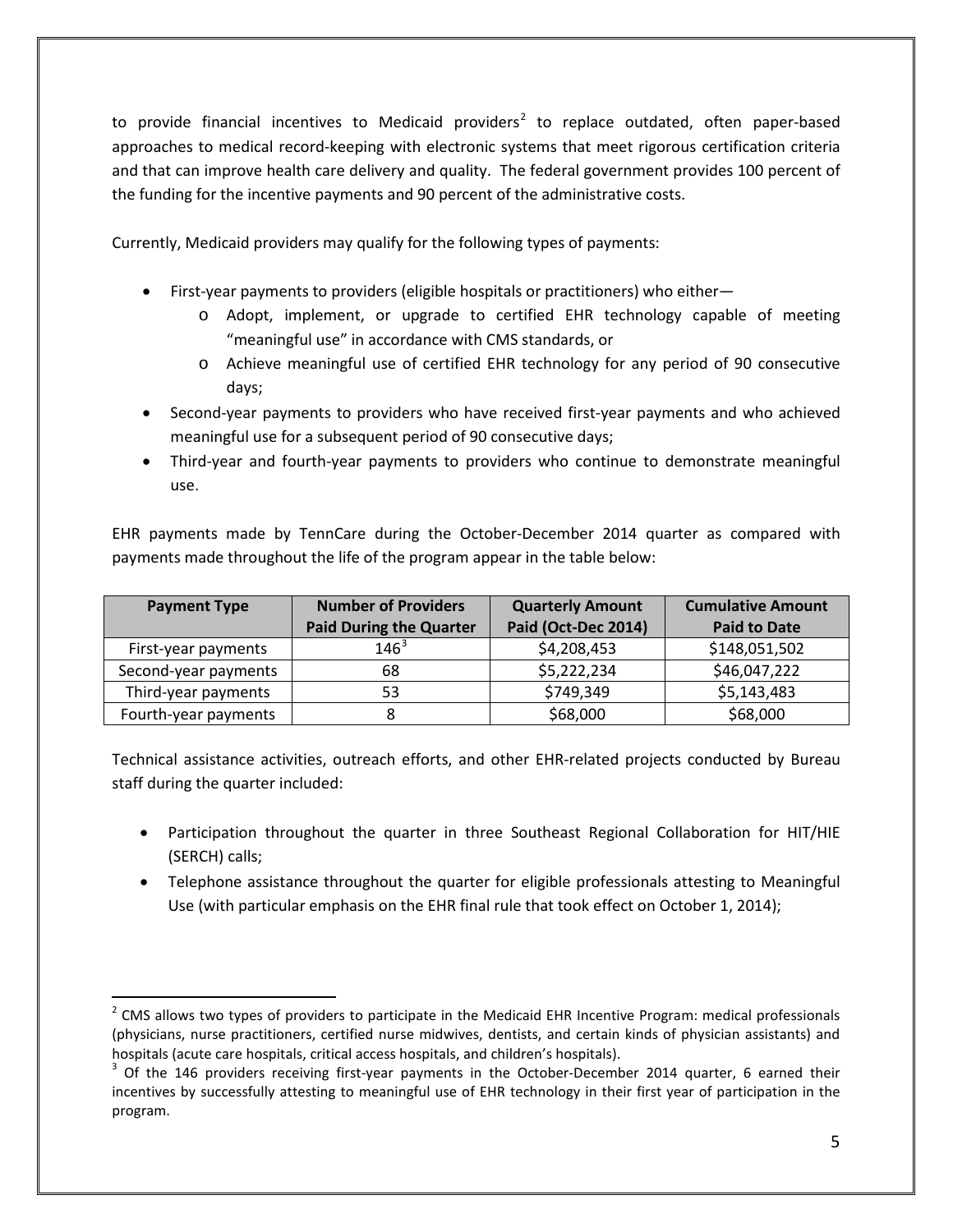to provide financial incentives to Medicaid providers[2] to replace outdated, often paper-based approaches to medical record-keeping with electronic systems that meet rigorous certification criteria and that can improve health care delivery and quality. The federal government provides 100 percent of the funding for the incentive payments and 90 percent of the administrative costs.

Currently, Medicaid providers may qualify for the following types of payments:

- First-year payments to providers (eligible hospitals or practitioners) who either—
  - Adopt, implement, or upgrade to certified EHR technology capable of meeting "meaningful use" in accordance with CMS standards, or
  - Achieve meaningful use of certified EHR technology for any period of 90 consecutive days;
- Second-year payments to providers who have received first-year payments and who achieved meaningful use for a subsequent period of 90 consecutive days;
- Third-year and fourth-year payments to providers who continue to demonstrate meaningful use.

EHR payments made by TennCare during the October-December 2014 quarter as compared with payments made throughout the life of the program appear in the table below:

| Payment Type | Number of Providers Paid During the Quarter | Quarterly Amount Paid (Oct-Dec 2014) | Cumulative Amount Paid to Date |
|---|---|---|---|
| First-year payments | 146[3] | $4,208,453 | $148,051,502 |
| Second-year payments | 68 | $5,222,234 | $46,047,222 |
| Third-year payments | 53 | $749,349 | $5,143,483 |
| Fourth-year payments | 8 | $68,000 | $68,000 |

Technical assistance activities, outreach efforts, and other EHR-related projects conducted by Bureau staff during the quarter included:

- Participation throughout the quarter in three Southeast Regional Collaboration for HIT/HIE (SERCH) calls;
- Telephone assistance throughout the quarter for eligible professionals attesting to Meaningful Use (with particular emphasis on the EHR final rule that took effect on October 1, 2014);

---

[2] CMS allows two types of providers to participate in the Medicaid EHR Incentive Program: medical professionals (physicians, nurse practitioners, certified nurse midwives, dentists, and certain kinds of physician assistants) and hospitals (acute care hospitals, critical access hospitals, and children's hospitals).

[3] Of the 146 providers receiving first-year payments in the October-December 2014 quarter, 6 earned their incentives by successfully attesting to meaningful use of EHR technology in their first year of participation in the program.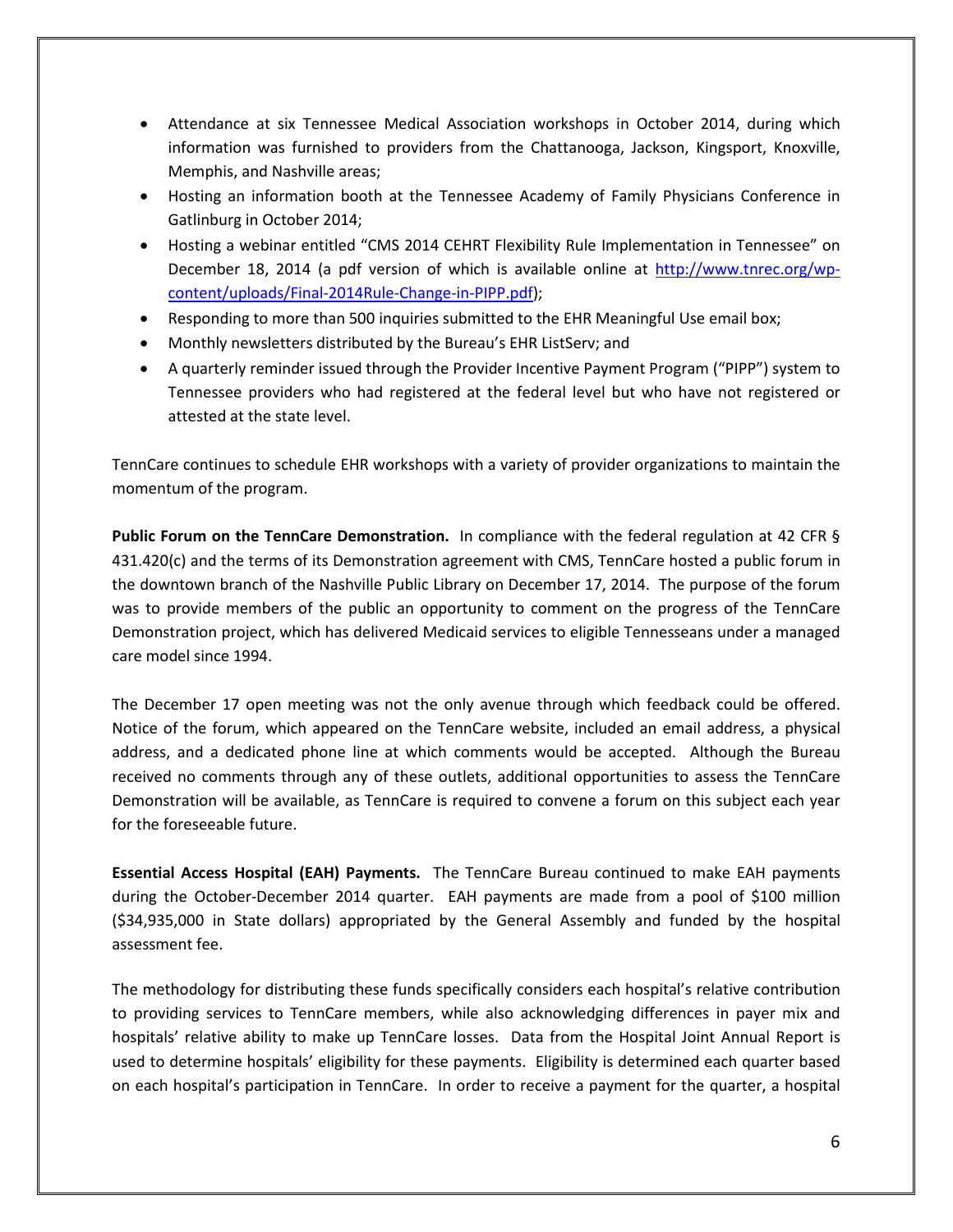- Attendance at six Tennessee Medical Association workshops in October 2014, during which information was furnished to providers from the Chattanooga, Jackson, Kingsport, Knoxville, Memphis, and Nashville areas;
- Hosting an information booth at the Tennessee Academy of Family Physicians Conference in Gatlinburg in October 2014;
- Hosting a webinar entitled "CMS 2014 CEHRT Flexibility Rule Implementation in Tennessee" on December 18, 2014 (a pdf version of which is available online at [http://www.tnrec.org/wp-content/uploads/Final-2014Rule-Change-in-PIPP.pdf](http://www.tnrec.org/wp-content/uploads/Final-2014Rule-Change-in-PIPP.pdf));
- Responding to more than 500 inquiries submitted to the EHR Meaningful Use email box;
- Monthly newsletters distributed by the Bureau's EHR ListServ; and
- A quarterly reminder issued through the Provider Incentive Payment Program ("PIPP") system to Tennessee providers who had registered at the federal level but who have not registered or attested at the state level.

TennCare continues to schedule EHR workshops with a variety of provider organizations to maintain the momentum of the program.

**Public Forum on the TennCare Demonstration.** In compliance with the federal regulation at 42 CFR § 431.420(c) and the terms of its Demonstration agreement with CMS, TennCare hosted a public forum in the downtown branch of the Nashville Public Library on December 17, 2014. The purpose of the forum was to provide members of the public an opportunity to comment on the progress of the TennCare Demonstration project, which has delivered Medicaid services to eligible Tennesseans under a managed care model since 1994.

The December 17 open meeting was not the only avenue through which feedback could be offered. Notice of the forum, which appeared on the TennCare website, included an email address, a physical address, and a dedicated phone line at which comments would be accepted. Although the Bureau received no comments through any of these outlets, additional opportunities to assess the TennCare Demonstration will be available, as TennCare is required to convene a forum on this subject each year for the foreseeable future.

**Essential Access Hospital (EAH) Payments.** The TennCare Bureau continued to make EAH payments during the October-December 2014 quarter. EAH payments are made from a pool of $100 million ($34,935,000 in State dollars) appropriated by the General Assembly and funded by the hospital assessment fee.

The methodology for distributing these funds specifically considers each hospital's relative contribution to providing services to TennCare members, while also acknowledging differences in payer mix and hospitals' relative ability to make up TennCare losses. Data from the Hospital Joint Annual Report is used to determine hospitals' eligibility for these payments. Eligibility is determined each quarter based on each hospital's participation in TennCare. In order to receive a payment for the quarter, a hospital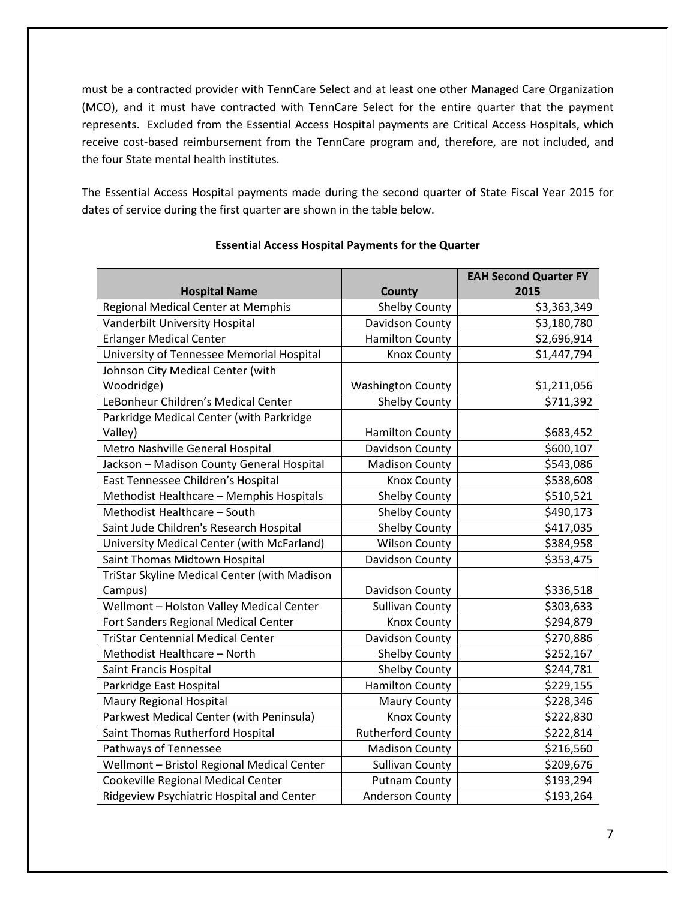must be a contracted provider with TennCare Select and at least one other Managed Care Organization (MCO), and it must have contracted with TennCare Select for the entire quarter that the payment represents. Excluded from the Essential Access Hospital payments are Critical Access Hospitals, which receive cost-based reimbursement from the TennCare program and, therefore, are not included, and the four State mental health institutes.

The Essential Access Hospital payments made during the second quarter of State Fiscal Year 2015 for dates of service during the first quarter are shown in the table below.

**Essential Access Hospital Payments for the Quarter**

| Hospital Name | County | EAH Second Quarter FY 2015 |
|---|---|---|
| Regional Medical Center at Memphis | Shelby County | $3,363,349 |
| Vanderbilt University Hospital | Davidson County | $3,180,780 |
| Erlanger Medical Center | Hamilton County | $2,696,914 |
| University of Tennessee Memorial Hospital | Knox County | $1,447,794 |
| Johnson City Medical Center (with Woodridge) | Washington County | $1,211,056 |
| LeBonheur Children's Medical Center | Shelby County | $711,392 |
| Parkridge Medical Center (with Parkridge Valley) | Hamilton County | $683,452 |
| Metro Nashville General Hospital | Davidson County | $600,107 |
| Jackson – Madison County General Hospital | Madison County | $543,086 |
| East Tennessee Children's Hospital | Knox County | $538,608 |
| Methodist Healthcare – Memphis Hospitals | Shelby County | $510,521 |
| Methodist Healthcare – South | Shelby County | $490,173 |
| Saint Jude Children's Research Hospital | Shelby County | $417,035 |
| University Medical Center (with McFarland) | Wilson County | $384,958 |
| Saint Thomas Midtown Hospital | Davidson County | $353,475 |
| TriStar Skyline Medical Center (with Madison Campus) | Davidson County | $336,518 |
| Wellmont – Holston Valley Medical Center | Sullivan County | $303,633 |
| Fort Sanders Regional Medical Center | Knox County | $294,879 |
| TriStar Centennial Medical Center | Davidson County | $270,886 |
| Methodist Healthcare – North | Shelby County | $252,167 |
| Saint Francis Hospital | Shelby County | $244,781 |
| Parkridge East Hospital | Hamilton County | $229,155 |
| Maury Regional Hospital | Maury County | $228,346 |
| Parkwest Medical Center (with Peninsula) | Knox County | $222,830 |
| Saint Thomas Rutherford Hospital | Rutherford County | $222,814 |
| Pathways of Tennessee | Madison County | $216,560 |
| Wellmont – Bristol Regional Medical Center | Sullivan County | $209,676 |
| Cookeville Regional Medical Center | Putnam County | $193,294 |
| Ridgeview Psychiatric Hospital and Center | Anderson County | $193,264 |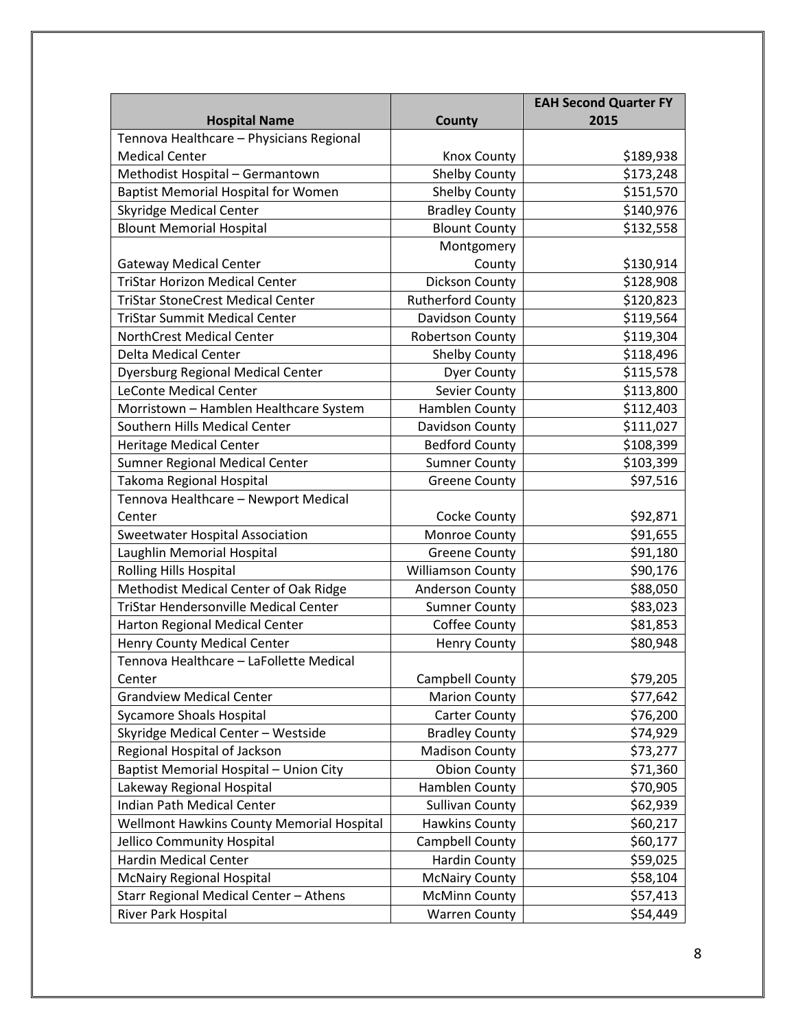| Hospital Name | County | EAH Second Quarter FY 2015 |
|---|---|---|
| Tennova Healthcare – Physicians Regional Medical Center | Knox County | $189,938 |
| Methodist Hospital – Germantown | Shelby County | $173,248 |
| Baptist Memorial Hospital for Women | Shelby County | $151,570 |
| Skyridge Medical Center | Bradley County | $140,976 |
| Blount Memorial Hospital | Blount County | $132,558 |
| Gateway Medical Center | Montgomery County | $130,914 |
| TriStar Horizon Medical Center | Dickson County | $128,908 |
| TriStar StoneCrest Medical Center | Rutherford County | $120,823 |
| TriStar Summit Medical Center | Davidson County | $119,564 |
| NorthCrest Medical Center | Robertson County | $119,304 |
| Delta Medical Center | Shelby County | $118,496 |
| Dyersburg Regional Medical Center | Dyer County | $115,578 |
| LeConte Medical Center | Sevier County | $113,800 |
| Morristown – Hamblen Healthcare System | Hamblen County | $112,403 |
| Southern Hills Medical Center | Davidson County | $111,027 |
| Heritage Medical Center | Bedford County | $108,399 |
| Sumner Regional Medical Center | Sumner County | $103,399 |
| Takoma Regional Hospital | Greene County | $97,516 |
| Tennova Healthcare – Newport Medical Center | Cocke County | $92,871 |
| Sweetwater Hospital Association | Monroe County | $91,655 |
| Laughlin Memorial Hospital | Greene County | $91,180 |
| Rolling Hills Hospital | Williamson County | $90,176 |
| Methodist Medical Center of Oak Ridge | Anderson County | $88,050 |
| TriStar Hendersonville Medical Center | Sumner County | $83,023 |
| Harton Regional Medical Center | Coffee County | $81,853 |
| Henry County Medical Center | Henry County | $80,948 |
| Tennova Healthcare – LaFollette Medical Center | Campbell County | $79,205 |
| Grandview Medical Center | Marion County | $77,642 |
| Sycamore Shoals Hospital | Carter County | $76,200 |
| Skyridge Medical Center – Westside | Bradley County | $74,929 |
| Regional Hospital of Jackson | Madison County | $73,277 |
| Baptist Memorial Hospital – Union City | Obion County | $71,360 |
| Lakeway Regional Hospital | Hamblen County | $70,905 |
| Indian Path Medical Center | Sullivan County | $62,939 |
| Wellmont Hawkins County Memorial Hospital | Hawkins County | $60,217 |
| Jellico Community Hospital | Campbell County | $60,177 |
| Hardin Medical Center | Hardin County | $59,025 |
| McNairy Regional Hospital | McNairy County | $58,104 |
| Starr Regional Medical Center – Athens | McMinn County | $57,413 |
| River Park Hospital | Warren County | $54,449 |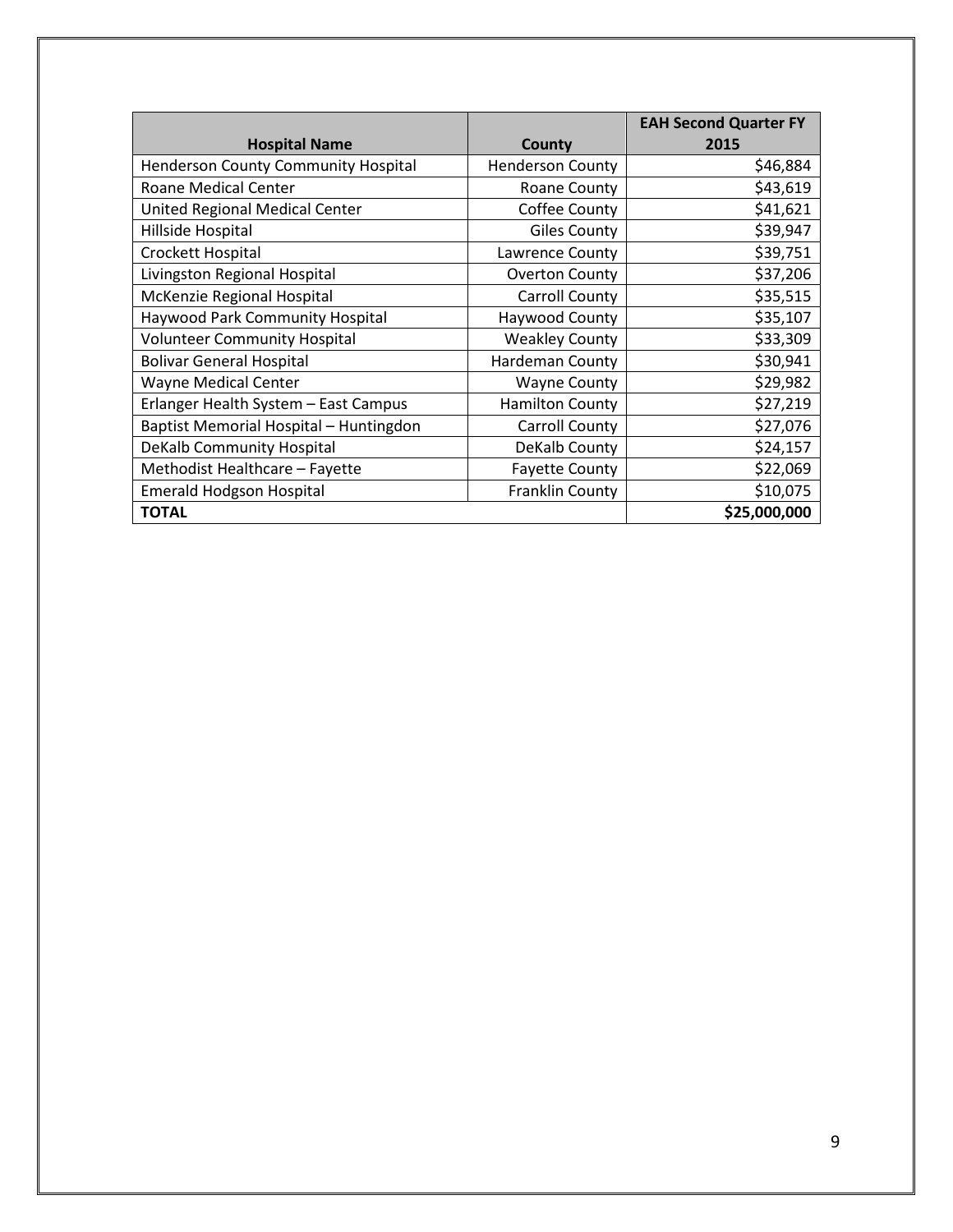| Hospital Name | County | EAH Second Quarter FY 2015 |
|---|---|---|
| Henderson County Community Hospital | Henderson County | $46,884 |
| Roane Medical Center | Roane County | $43,619 |
| United Regional Medical Center | Coffee County | $41,621 |
| Hillside Hospital | Giles County | $39,947 |
| Crockett Hospital | Lawrence County | $39,751 |
| Livingston Regional Hospital | Overton County | $37,206 |
| McKenzie Regional Hospital | Carroll County | $35,515 |
| Haywood Park Community Hospital | Haywood County | $35,107 |
| Volunteer Community Hospital | Weakley County | $33,309 |
| Bolivar General Hospital | Hardeman County | $30,941 |
| Wayne Medical Center | Wayne County | $29,982 |
| Erlanger Health System – East Campus | Hamilton County | $27,219 |
| Baptist Memorial Hospital – Huntingdon | Carroll County | $27,076 |
| DeKalb Community Hospital | DeKalb County | $24,157 |
| Methodist Healthcare – Fayette | Fayette County | $22,069 |
| Emerald Hodgson Hospital | Franklin County | $10,075 |
| **TOTAL** | | **$25,000,000** |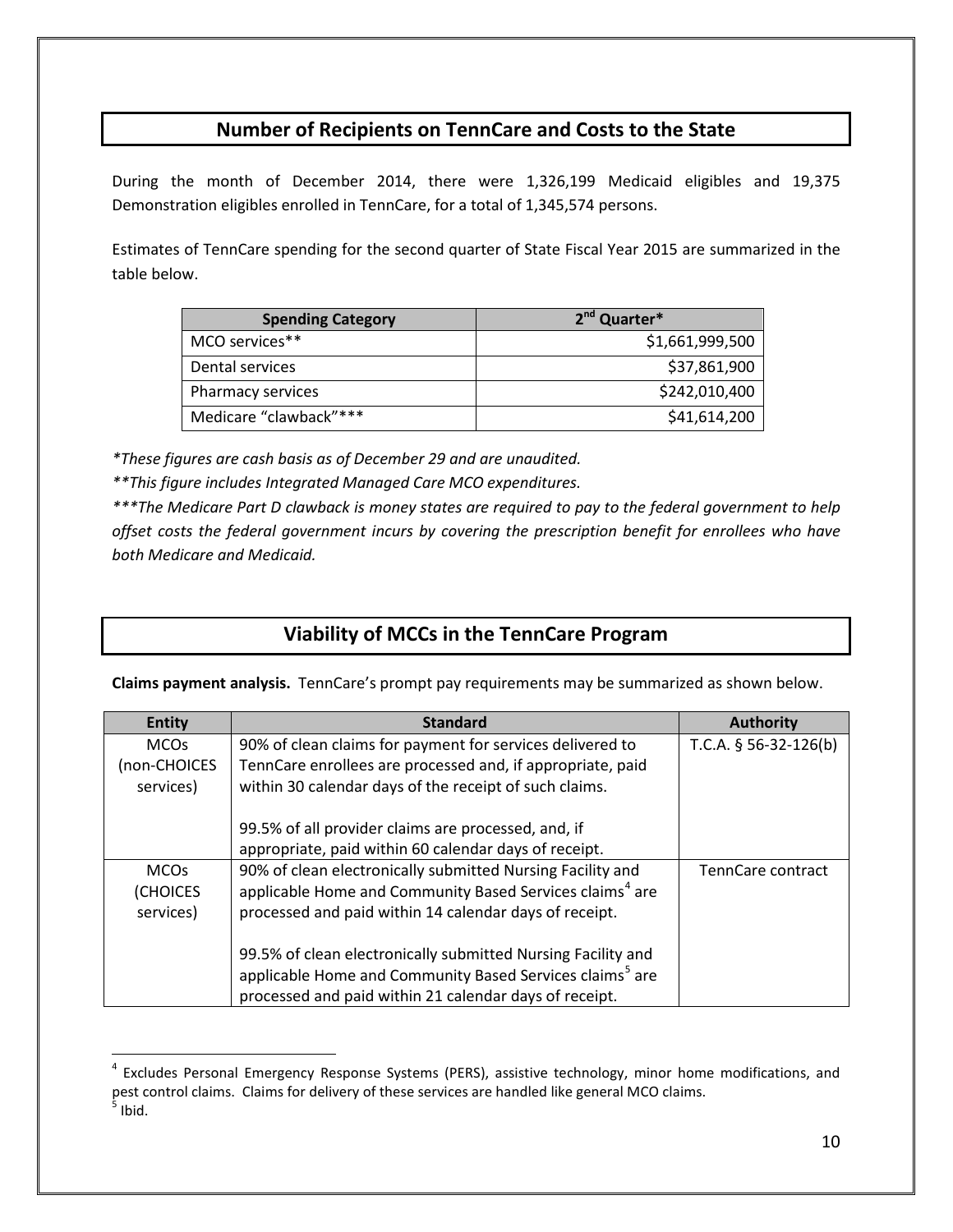## Number of Recipients on TennCare and Costs to the State

During the month of December 2014, there were 1,326,199 Medicaid eligibles and 19,375 Demonstration eligibles enrolled in TennCare, for a total of 1,345,574 persons.

Estimates of TennCare spending for the second quarter of State Fiscal Year 2015 are summarized in the table below.

| Spending Category | 2nd Quarter* |
|---|---:|
| MCO services** | $1,661,999,500 |
| Dental services | $37,861,900 |
| Pharmacy services | $242,010,400 |
| Medicare "clawback"*** | $41,614,200 |

*\*These figures are cash basis as of December 29 and are unaudited.*

*\*\*This figure includes Integrated Managed Care MCO expenditures.*

*\*\*\*The Medicare Part D clawback is money states are required to pay to the federal government to help offset costs the federal government incurs by covering the prescription benefit for enrollees who have both Medicare and Medicaid.*

## Viability of MCCs in the TennCare Program

**Claims payment analysis.** TennCare's prompt pay requirements may be summarized as shown below.

| Entity | Standard | Authority |
|---|---|---|
| MCOs (non-CHOICES services) | 90% of clean claims for payment for services delivered to TennCare enrollees are processed and, if appropriate, paid within 30 calendar days of the receipt of such claims.<br><br>99.5% of all provider claims are processed, and, if appropriate, paid within 60 calendar days of receipt. | T.C.A. § 56-32-126(b) |
| MCOs (CHOICES services) | 90% of clean electronically submitted Nursing Facility and applicable Home and Community Based Services claims[4] are processed and paid within 14 calendar days of receipt.<br><br>99.5% of clean electronically submitted Nursing Facility and applicable Home and Community Based Services claims[5] are processed and paid within 21 calendar days of receipt. | TennCare contract |

[4] Excludes Personal Emergency Response Systems (PERS), assistive technology, minor home modifications, and pest control claims. Claims for delivery of these services are handled like general MCO claims.

[5] Ibid.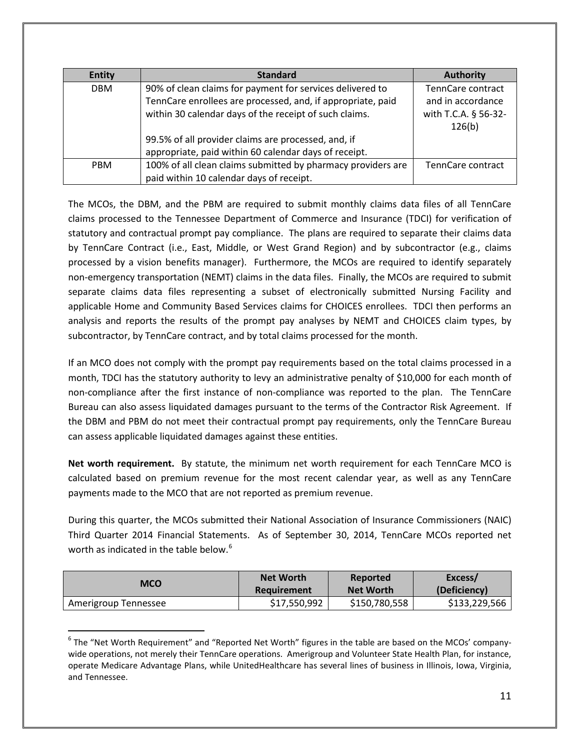| Entity | Standard | Authority |
|---|---|---|
| DBM | 90% of clean claims for payment for services delivered to TennCare enrollees are processed, and, if appropriate, paid within 30 calendar days of the receipt of such claims.<br><br>99.5% of all provider claims are processed, and, if appropriate, paid within 60 calendar days of receipt. | TennCare contract and in accordance with T.C.A. § 56-32-126(b) |
| PBM | 100% of all clean claims submitted by pharmacy providers are paid within 10 calendar days of receipt. | TennCare contract |

The MCOs, the DBM, and the PBM are required to submit monthly claims data files of all TennCare claims processed to the Tennessee Department of Commerce and Insurance (TDCI) for verification of statutory and contractual prompt pay compliance. The plans are required to separate their claims data by TennCare Contract (i.e., East, Middle, or West Grand Region) and by subcontractor (e.g., claims processed by a vision benefits manager). Furthermore, the MCOs are required to identify separately non-emergency transportation (NEMT) claims in the data files. Finally, the MCOs are required to submit separate claims data files representing a subset of electronically submitted Nursing Facility and applicable Home and Community Based Services claims for CHOICES enrollees. TDCI then performs an analysis and reports the results of the prompt pay analyses by NEMT and CHOICES claim types, by subcontractor, by TennCare contract, and by total claims processed for the month.

If an MCO does not comply with the prompt pay requirements based on the total claims processed in a month, TDCI has the statutory authority to levy an administrative penalty of $10,000 for each month of non-compliance after the first instance of non-compliance was reported to the plan. The TennCare Bureau can also assess liquidated damages pursuant to the terms of the Contractor Risk Agreement. If the DBM and PBM do not meet their contractual prompt pay requirements, only the TennCare Bureau can assess applicable liquidated damages against these entities.

**Net worth requirement.** By statute, the minimum net worth requirement for each TennCare MCO is calculated based on premium revenue for the most recent calendar year, as well as any TennCare payments made to the MCO that are not reported as premium revenue.

During this quarter, the MCOs submitted their National Association of Insurance Commissioners (NAIC) Third Quarter 2014 Financial Statements. As of September 30, 2014, TennCare MCOs reported net worth as indicated in the table below.[6]

| MCO | Net Worth Requirement | Reported Net Worth | Excess/ (Deficiency) |
|---|---|---|---|
| Amerigroup Tennessee | $17,550,992 | $150,780,558 | $133,229,566 |

[6] The "Net Worth Requirement" and "Reported Net Worth" figures in the table are based on the MCOs' company-wide operations, not merely their TennCare operations. Amerigroup and Volunteer State Health Plan, for instance, operate Medicare Advantage Plans, while UnitedHealthcare has several lines of business in Illinois, Iowa, Virginia, and Tennessee.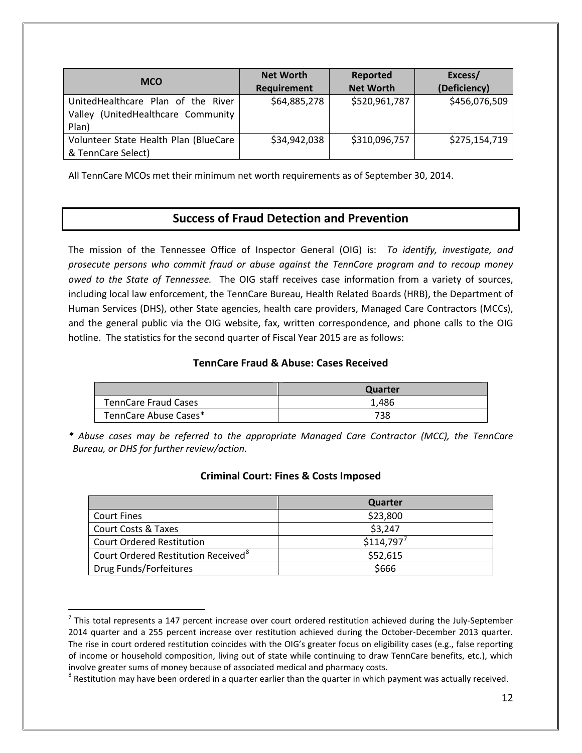| MCO | Net Worth Requirement | Reported Net Worth | Excess/ (Deficiency) |
|---|---|---|---|
| UnitedHealthcare Plan of the River Valley (UnitedHealthcare Community Plan) | $64,885,278 | $520,961,787 | $456,076,509 |
| Volunteer State Health Plan (BlueCare & TennCare Select) | $34,942,038 | $310,096,757 | $275,154,719 |

All TennCare MCOs met their minimum net worth requirements as of September 30, 2014.

## Success of Fraud Detection and Prevention

The mission of the Tennessee Office of Inspector General (OIG) is: *To identify, investigate, and prosecute persons who commit fraud or abuse against the TennCare program and to recoup money owed to the State of Tennessee.* The OIG staff receives case information from a variety of sources, including local law enforcement, the TennCare Bureau, Health Related Boards (HRB), the Department of Human Services (DHS), other State agencies, health care providers, Managed Care Contractors (MCCs), and the general public via the OIG website, fax, written correspondence, and phone calls to the OIG hotline. The statistics for the second quarter of Fiscal Year 2015 are as follows:

### TennCare Fraud & Abuse: Cases Received

| | Quarter |
|---|---|
| TennCare Fraud Cases | 1,486 |
| TennCare Abuse Cases* | 738 |

*\* Abuse cases may be referred to the appropriate Managed Care Contractor (MCC), the TennCare Bureau, or DHS for further review/action.*

### Criminal Court: Fines & Costs Imposed

| | Quarter |
|---|---|
| Court Fines | $23,800 |
| Court Costs & Taxes | $3,247 |
| Court Ordered Restitution | $114,797[7] |
| Court Ordered Restitution Received[8] | $52,615 |
| Drug Funds/Forfeitures | $666 |

[7] This total represents a 147 percent increase over court ordered restitution achieved during the July-September 2014 quarter and a 255 percent increase over restitution achieved during the October-December 2013 quarter. The rise in court ordered restitution coincides with the OIG's greater focus on eligibility cases (e.g., false reporting of income or household composition, living out of state while continuing to draw TennCare benefits, etc.), which involve greater sums of money because of associated medical and pharmacy costs.

[8] Restitution may have been ordered in a quarter earlier than the quarter in which payment was actually received.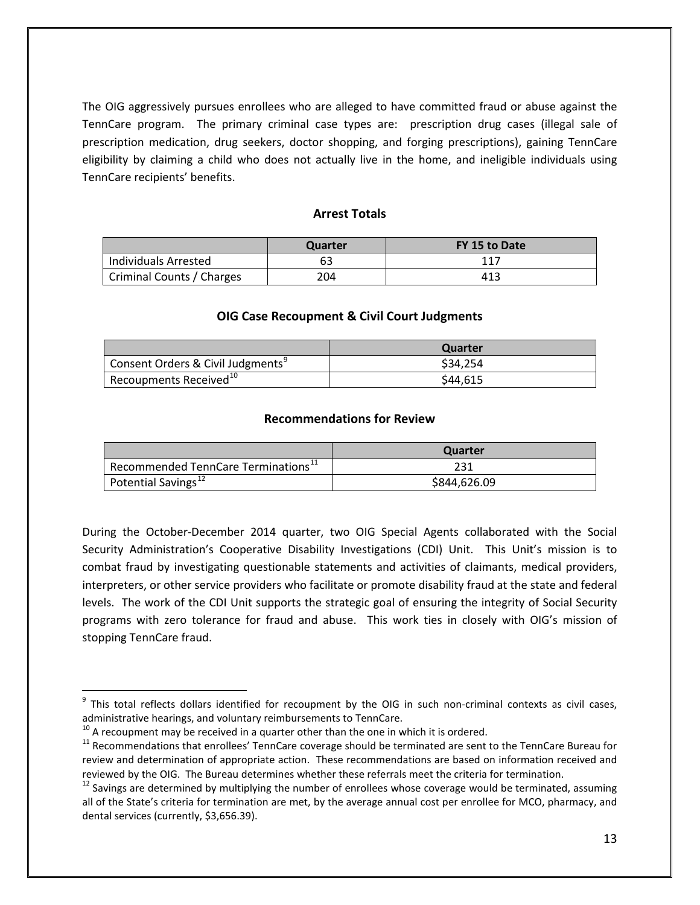The OIG aggressively pursues enrollees who are alleged to have committed fraud or abuse against the TennCare program. The primary criminal case types are: prescription drug cases (illegal sale of prescription medication, drug seekers, doctor shopping, and forging prescriptions), gaining TennCare eligibility by claiming a child who does not actually live in the home, and ineligible individuals using TennCare recipients' benefits.

### Arrest Totals

| | Quarter | FY 15 to Date |
|---|---|---|
| Individuals Arrested | 63 | 117 |
| Criminal Counts / Charges | 204 | 413 |

### OIG Case Recoupment & Civil Court Judgments

| | Quarter |
|---|---|
| Consent Orders & Civil Judgments[9] | $34,254 |
| Recoupments Received[10] | $44,615 |

### Recommendations for Review

| | Quarter |
|---|---|
| Recommended TennCare Terminations[11] | 231 |
| Potential Savings[12] | $844,626.09 |

During the October-December 2014 quarter, two OIG Special Agents collaborated with the Social Security Administration's Cooperative Disability Investigations (CDI) Unit. This Unit's mission is to combat fraud by investigating questionable statements and activities of claimants, medical providers, interpreters, or other service providers who facilitate or promote disability fraud at the state and federal levels. The work of the CDI Unit supports the strategic goal of ensuring the integrity of Social Security programs with zero tolerance for fraud and abuse. This work ties in closely with OIG's mission of stopping TennCare fraud.

---

[9] This total reflects dollars identified for recoupment by the OIG in such non-criminal contexts as civil cases, administrative hearings, and voluntary reimbursements to TennCare.

[10] A recoupment may be received in a quarter other than the one in which it is ordered.

[11] Recommendations that enrollees' TennCare coverage should be terminated are sent to the TennCare Bureau for review and determination of appropriate action. These recommendations are based on information received and reviewed by the OIG. The Bureau determines whether these referrals meet the criteria for termination.

[12] Savings are determined by multiplying the number of enrollees whose coverage would be terminated, assuming all of the State's criteria for termination are met, by the average annual cost per enrollee for MCO, pharmacy, and dental services (currently, $3,656.39).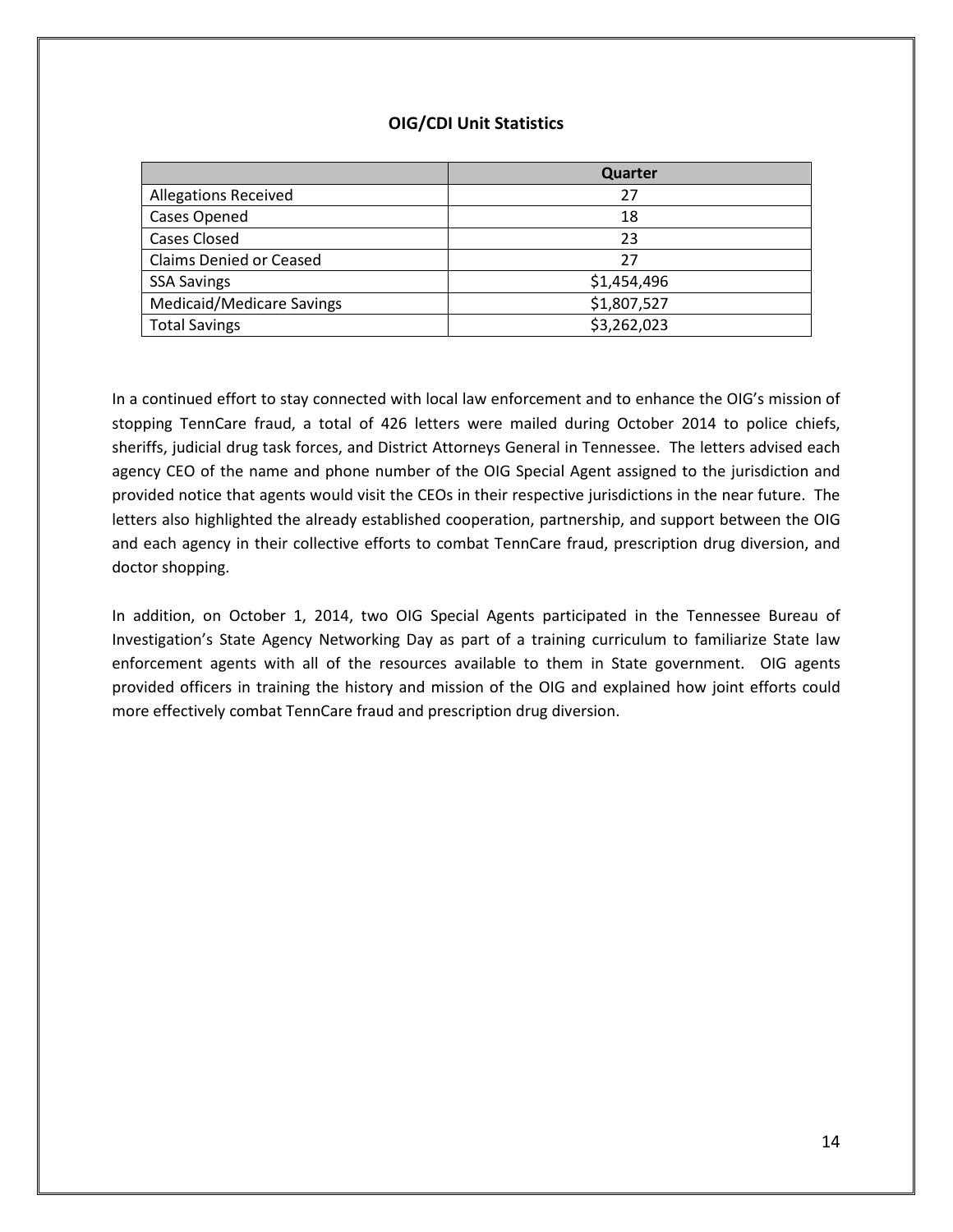### OIG/CDI Unit Statistics

| | Quarter |
|---|---|
| Allegations Received | 27 |
| Cases Opened | 18 |
| Cases Closed | 23 |
| Claims Denied or Ceased | 27 |
| SSA Savings | $1,454,496 |
| Medicaid/Medicare Savings | $1,807,527 |
| Total Savings | $3,262,023 |

In a continued effort to stay connected with local law enforcement and to enhance the OIG's mission of stopping TennCare fraud, a total of 426 letters were mailed during October 2014 to police chiefs, sheriffs, judicial drug task forces, and District Attorneys General in Tennessee. The letters advised each agency CEO of the name and phone number of the OIG Special Agent assigned to the jurisdiction and provided notice that agents would visit the CEOs in their respective jurisdictions in the near future. The letters also highlighted the already established cooperation, partnership, and support between the OIG and each agency in their collective efforts to combat TennCare fraud, prescription drug diversion, and doctor shopping.

In addition, on October 1, 2014, two OIG Special Agents participated in the Tennessee Bureau of Investigation's State Agency Networking Day as part of a training curriculum to familiarize State law enforcement agents with all of the resources available to them in State government. OIG agents provided officers in training the history and mission of the OIG and explained how joint efforts could more effectively combat TennCare fraud and prescription drug diversion.